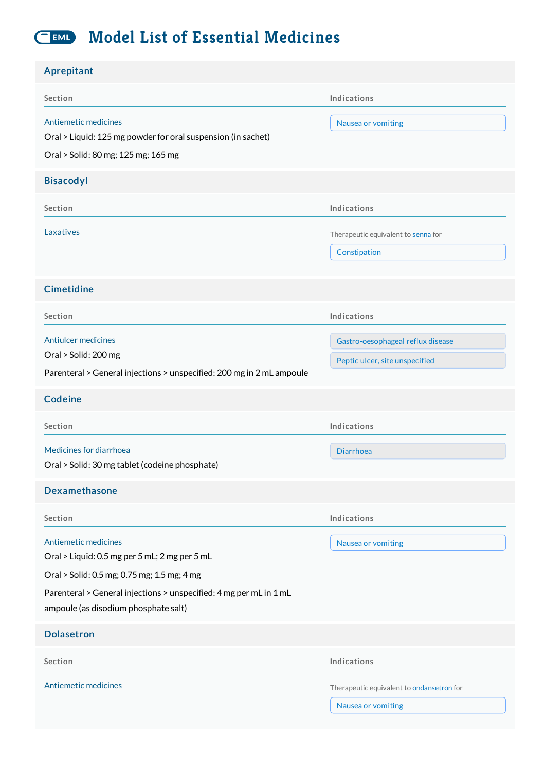# Model List of Essential Medicines

## Aprepitant

| Section | Indications |
| --- | --- |
| Antiemetic medicines<br>Oral > Liquid: 125 mg powder for oral suspension (in sachet)<br>Oral > Solid: 80 mg; 125 mg; 165 mg | Nausea or vomiting |

## Bisacodyl

| Section | Indications |
| --- | --- |
| Laxatives | Therapeutic equivalent to senna for<br>Constipation |

## Cimetidine

| Section | Indications |
| --- | --- |
| Antiulcer medicines<br>Oral > Solid: 200 mg<br>Parenteral > General injections > unspecified: 200 mg in 2 mL ampoule | Gastro-oesophageal reflux disease<br>Peptic ulcer, site unspecified |

## Codeine

| Section | Indications |
| --- | --- |
| Medicines for diarrhoea<br>Oral > Solid: 30 mg tablet (codeine phosphate) | Diarrhoea |

## Dexamethasone

| Section | Indications |
| --- | --- |
| Antiemetic medicines<br>Oral > Liquid: 0.5 mg per 5 mL; 2 mg per 5 mL<br>Oral > Solid: 0.5 mg; 0.75 mg; 1.5 mg; 4 mg<br>Parenteral > General injections > unspecified: 4 mg per mL in 1 mL ampoule (as disodium phosphate salt) | Nausea or vomiting |

## Dolasetron

| Section | Indications |
| --- | --- |
| Antiemetic medicines | Therapeutic equivalent to ondansetron for<br>Nausea or vomiting |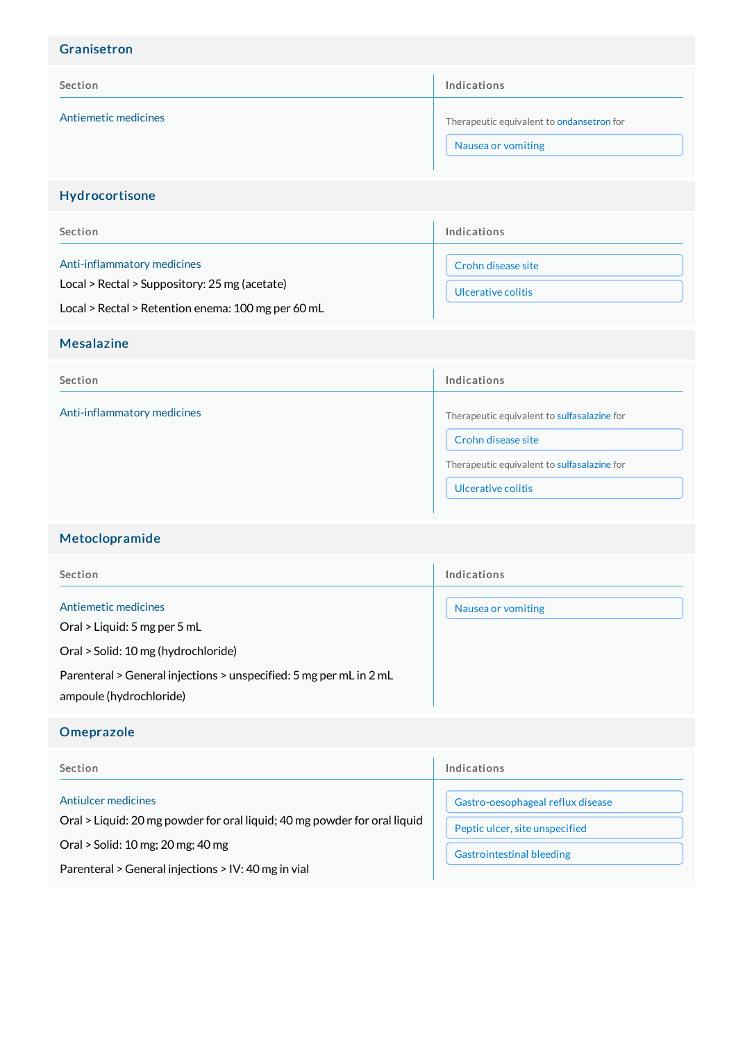## Granisetron

| Section | Indications |
| --- | --- |
| Antiemetic medicines | Therapeutic equivalent to ondansetron for<br>Nausea or vomiting |

## Hydrocortisone

| Section | Indications |
| --- | --- |
| Anti-inflammatory medicines<br>Local > Rectal > Suppository: 25 mg (acetate)<br>Local > Rectal > Retention enema: 100 mg per 60 mL | Crohn disease site<br>Ulcerative colitis |

## Mesalazine

| Section | Indications |
| --- | --- |
| Anti-inflammatory medicines | Therapeutic equivalent to sulfasalazine for<br>Crohn disease site<br>Therapeutic equivalent to sulfasalazine for<br>Ulcerative colitis |

## Metoclopramide

| Section | Indications |
| --- | --- |
| Antiemetic medicines<br>Oral > Liquid: 5 mg per 5 mL<br>Oral > Solid: 10 mg (hydrochloride)<br>Parenteral > General injections > unspecified: 5 mg per mL in 2 mL ampoule (hydrochloride) | Nausea or vomiting |

## Omeprazole

| Section | Indications |
| --- | --- |
| Antiulcer medicines<br>Oral > Liquid: 20 mg powder for oral liquid; 40 mg powder for oral liquid<br>Oral > Solid: 10 mg; 20 mg; 40 mg<br>Parenteral > General injections > IV: 40 mg in vial | Gastro-oesophageal reflux disease<br>Peptic ulcer, site unspecified<br>Gastrointestinal bleeding |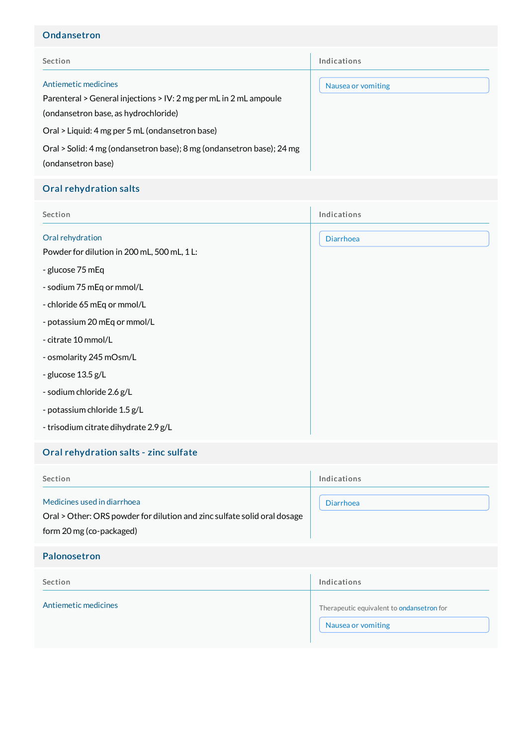## Ondansetron

| Section | Indications |
| --- | --- |
| Antiemetic medicines<br>Parenteral > General injections > IV: 2 mg per mL in 2 mL ampoule (ondansetron base, as hydrochloride)<br>Oral > Liquid: 4 mg per 5 mL (ondansetron base)<br>Oral > Solid: 4 mg (ondansetron base); 8 mg (ondansetron base); 24 mg (ondansetron base) | Nausea or vomiting |

## Oral rehydration salts

| Section | Indications |
| --- | --- |
| Oral rehydration<br>Powder for dilution in 200 mL, 500 mL, 1 L:<br>- glucose 75 mEq<br>- sodium 75 mEq or mmol/L<br>- chloride 65 mEq or mmol/L<br>- potassium 20 mEq or mmol/L<br>- citrate 10 mmol/L<br>- osmolarity 245 mOsm/L<br>- glucose 13.5 g/L<br>- sodium chloride 2.6 g/L<br>- potassium chloride 1.5 g/L<br>- trisodium citrate dihydrate 2.9 g/L | Diarrhoea |

## Oral rehydration salts - zinc sulfate

| Section | Indications |
| --- | --- |
| Medicines used in diarrhoea<br>Oral > Other: ORS powder for dilution and zinc sulfate solid oral dosage form 20 mg (co-packaged) | Diarrhoea |

## Palonosetron

| Section | Indications |
| --- | --- |
| Antiemetic medicines | Therapeutic equivalent to ondansetron for<br>Nausea or vomiting |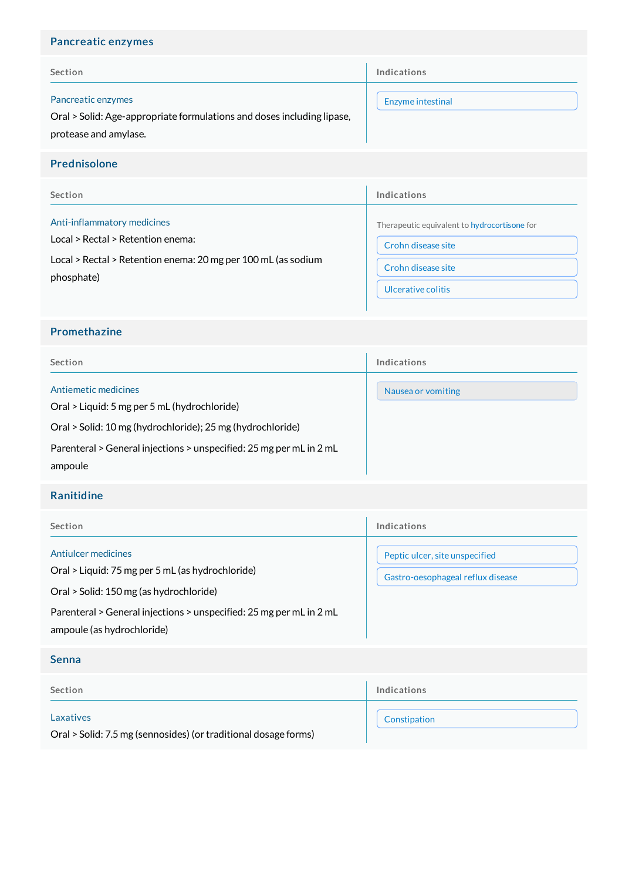## Pancreatic enzymes

| Section | Indications |
|---|---|
| Pancreatic enzymes<br>Oral > Solid: Age-appropriate formulations and doses including lipase, protease and amylase. | Enzyme intestinal |

## Prednisolone

| Section | Indications |
|---|---|
| Anti-inflammatory medicines<br>Local > Rectal > Retention enema:<br>Local > Rectal > Retention enema: 20 mg per 100 mL (as sodium phosphate) | Therapeutic equivalent to hydrocortisone for<br>Crohn disease site<br>Crohn disease site<br>Ulcerative colitis |

## Promethazine

| Section | Indications |
|---|---|
| Antiemetic medicines<br>Oral > Liquid: 5 mg per 5 mL (hydrochloride)<br>Oral > Solid: 10 mg (hydrochloride); 25 mg (hydrochloride)<br>Parenteral > General injections > unspecified: 25 mg per mL in 2 mL ampoule | Nausea or vomiting |

## Ranitidine

| Section | Indications |
|---|---|
| Antiulcer medicines<br>Oral > Liquid: 75 mg per 5 mL (as hydrochloride)<br>Oral > Solid: 150 mg (as hydrochloride)<br>Parenteral > General injections > unspecified: 25 mg per mL in 2 mL ampoule (as hydrochloride) | Peptic ulcer, site unspecified<br>Gastro-oesophageal reflux disease |

## Senna

| Section | Indications |
|---|---|
| Laxatives<br>Oral > Solid: 7.5 mg (sennosides) (or traditional dosage forms) | Constipation |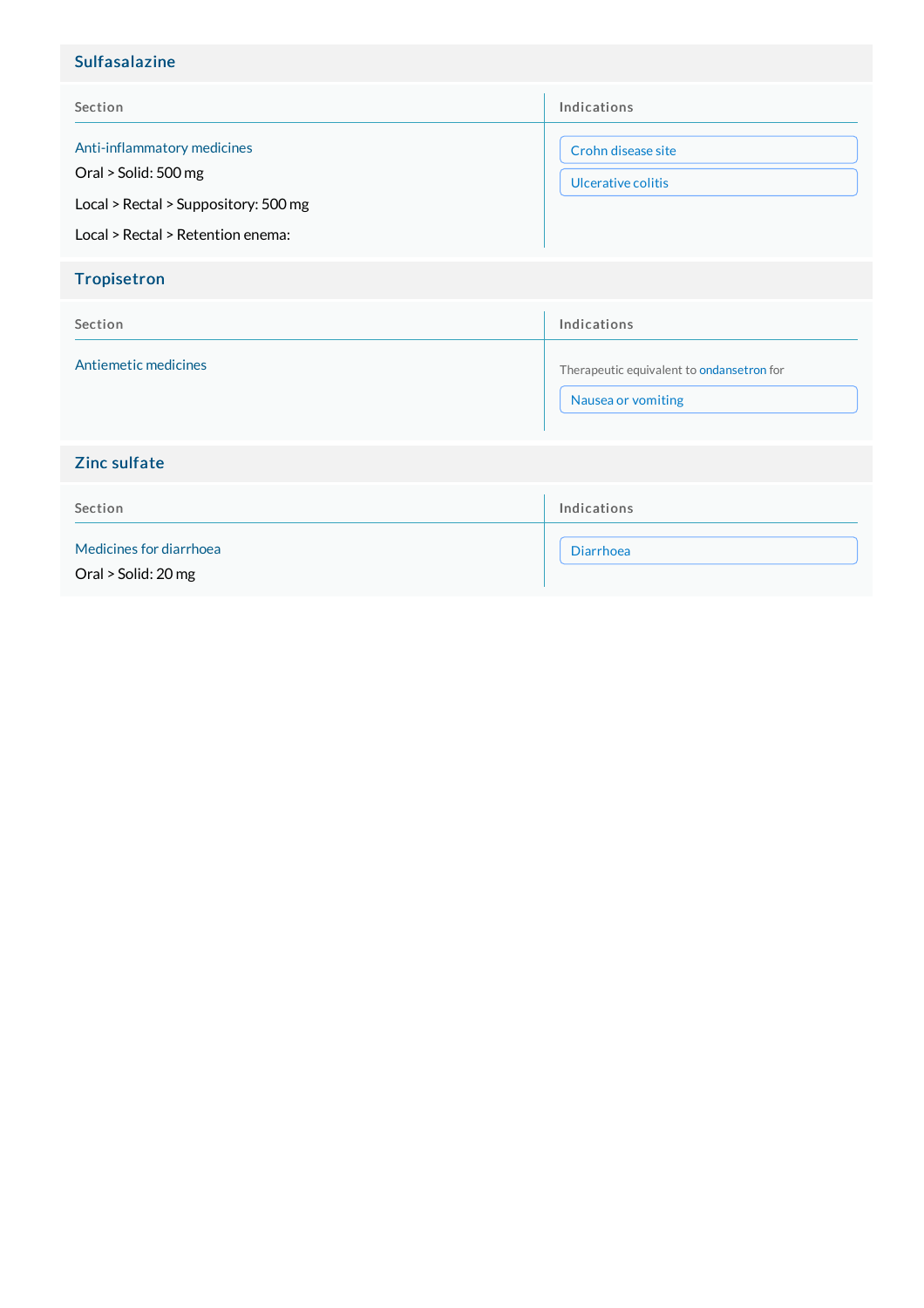## Sulfasalazine

| Section | Indications |
| --- | --- |
| Anti-inflammatory medicines<br>Oral > Solid: 500 mg<br>Local > Rectal > Suppository: 500 mg<br>Local > Rectal > Retention enema: | Crohn disease site<br>Ulcerative colitis |

## Tropisetron

| Section | Indications |
| --- | --- |
| Antiemetic medicines | Therapeutic equivalent to ondansetron for<br>Nausea or vomiting |

## Zinc sulfate

| Section | Indications |
| --- | --- |
| Medicines for diarrhoea<br>Oral > Solid: 20 mg | Diarrhoea |